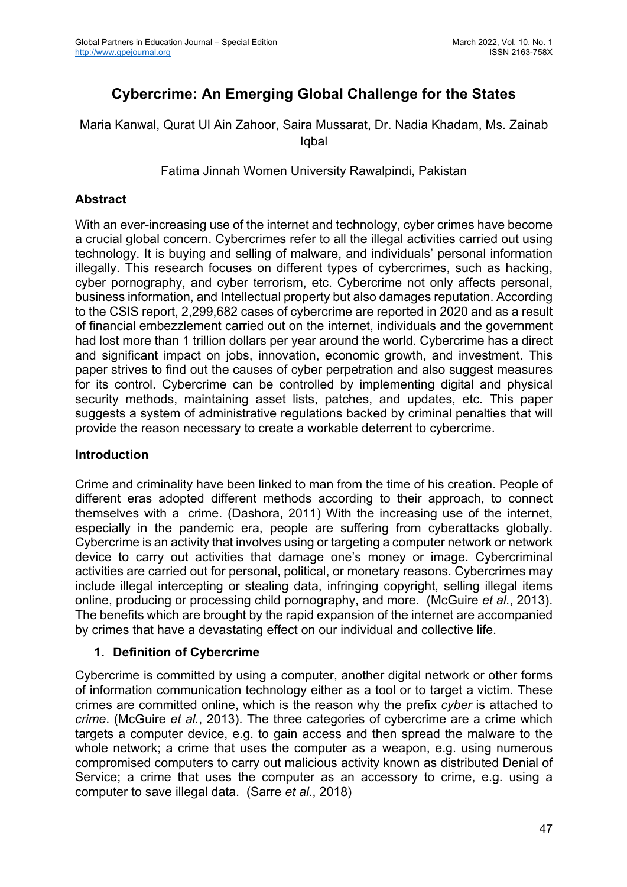# Cybercrime: An Emerging Global Challenge for the States

Maria Kanwal, Qurat Ul Ain Zahoor, Saira Mussarat, Dr. Nadia Khadam, Ms. Zainab Iqbal

Fatima Jinnah Women University Rawalpindi, Pakistan

## Abstract

With an ever-increasing use of the internet and technology, cyber crimes have become a crucial global concern. Cybercrimes refer to all the illegal activities carried out using technology. It is buying and selling of malware, and individuals' personal information illegally. This research focuses on different types of cybercrimes, such as hacking, cyber pornography, and cyber terrorism, etc. Cybercrime not only affects personal, business information, and Intellectual property but also damages reputation. According to the CSIS report, 2,299,682 cases of cybercrime are reported in 2020 and as a result of financial embezzlement carried out on the internet, individuals and the government had lost more than 1 trillion dollars per year around the world. Cybercrime has a direct and significant impact on jobs, innovation, economic growth, and investment. This paper strives to find out the causes of cyber perpetration and also suggest measures for its control. Cybercrime can be controlled by implementing digital and physical security methods, maintaining asset lists, patches, and updates, etc. This paper suggests a system of administrative regulations backed by criminal penalties that will provide the reason necessary to create a workable deterrent to cybercrime.

## Introduction

Crime and criminality have been linked to man from the time of his creation. People of different eras adopted different methods according to their approach, to connect themselves with a crime. (Dashora, 2011) With the increasing use of the internet, especially in the pandemic era, people are suffering from cyberattacks globally. Cybercrime is an activity that involves using or targeting a computer network or network device to carry out activities that damage one's money or image. Cybercriminal activities are carried out for personal, political, or monetary reasons. Cybercrimes may include illegal intercepting or stealing data, infringing copyright, selling illegal items online, producing or processing child pornography, and more. (McGuire *et al.*, 2013). The benefits which are brought by the rapid expansion of the internet are accompanied by crimes that have a devastating effect on our individual and collective life.

### 1. Definition of Cybercrime

Cybercrime is committed by using a computer, another digital network or other forms of information communication technology either as a tool or to target a victim. These crimes are committed online, which is the reason why the prefix *cyber* is attached to *crime*. (McGuire *et al.*, 2013). The three categories of cybercrime are a crime which targets a computer device, e.g. to gain access and then spread the malware to the whole network; a crime that uses the computer as a weapon, e.g. using numerous compromised computers to carry out malicious activity known as distributed Denial of Service; a crime that uses the computer as an accessory to crime, e.g. using a computer to save illegal data. (Sarre *et al.*, 2018)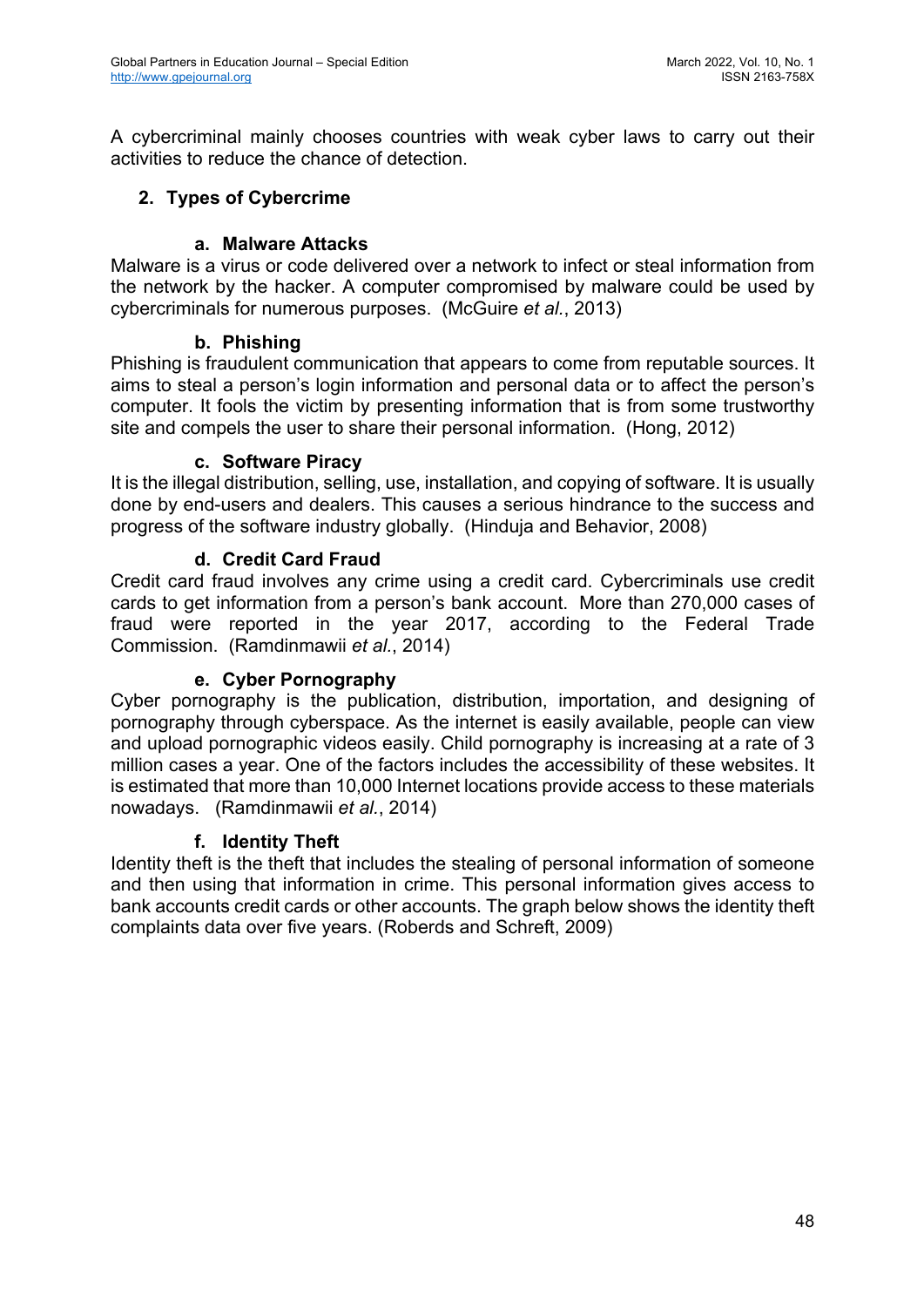A cybercriminal mainly chooses countries with weak cyber laws to carry out their activities to reduce the chance of detection.

## 2. Types of Cybercrime

### a. Malware Attacks

Malware is a virus or code delivered over a network to infect or steal information from the network by the hacker. A computer compromised by malware could be used by cybercriminals for numerous purposes. (McGuire *et al.*, 2013)

### b. Phishing

Phishing is fraudulent communication that appears to come from reputable sources. It aims to steal a person's login information and personal data or to affect the person's computer. It fools the victim by presenting information that is from some trustworthy site and compels the user to share their personal information. (Hong, 2012)

### c. Software Piracy

It is the illegal distribution, selling, use, installation, and copying of software. It is usually done by end-users and dealers. This causes a serious hindrance to the success and progress of the software industry globally. (Hinduja and Behavior, 2008)

### d. Credit Card Fraud

Credit card fraud involves any crime using a credit card. Cybercriminals use credit cards to get information from a person's bank account. More than 270,000 cases of fraud were reported in the year 2017, according to the Federal Trade Commission. (Ramdinmawii *et al.*, 2014)

### e. Cyber Pornography

Cyber pornography is the publication, distribution, importation, and designing of pornography through cyberspace. As the internet is easily available, people can view and upload pornographic videos easily. Child pornography is increasing at a rate of 3 million cases a year. One of the factors includes the accessibility of these websites. It is estimated that more than 10,000 Internet locations provide access to these materials nowadays. (Ramdinmawii *et al.*, 2014)

### f. Identity Theft

Identity theft is the theft that includes the stealing of personal information of someone and then using that information in crime. This personal information gives access to bank accounts credit cards or other accounts. The graph below shows the identity theft complaints data over five years. (Roberds and Schreft, 2009)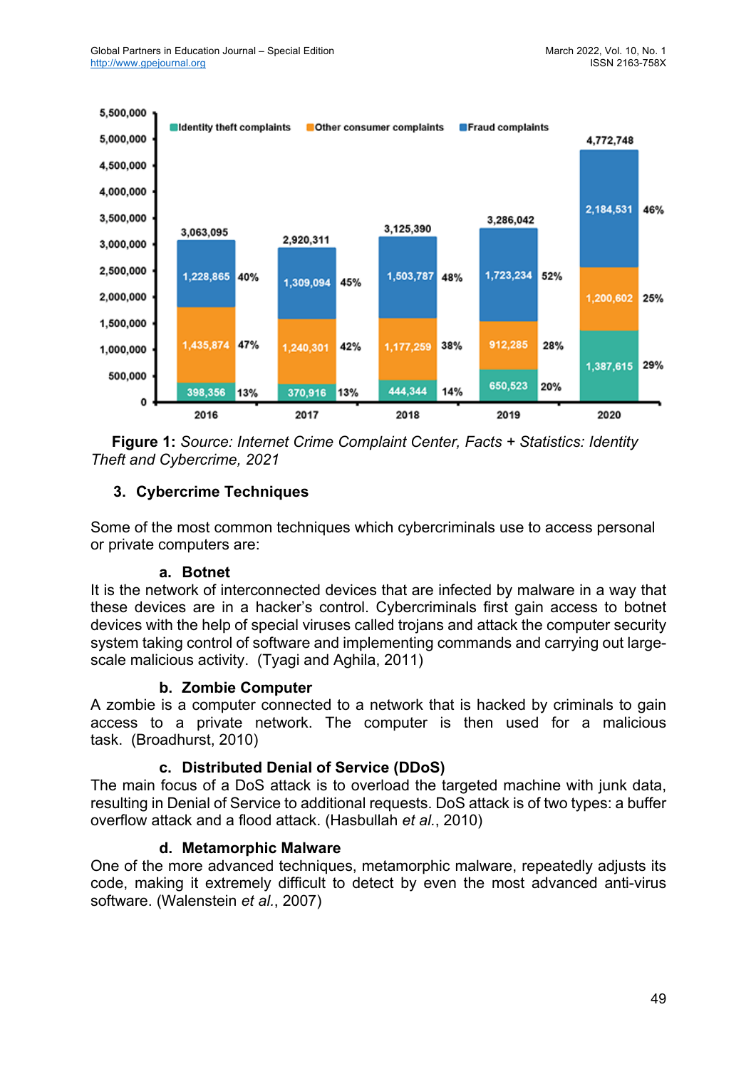| | 2016 | 2017 | 2018 | 2019 | 2020 |
|---|---|---|---|---|---|
| Identity theft complaints | 398,356 (13%) | 370,916 (13%) | 444,344 (14%) | 650,523 (20%) | 1,387,615 (29%) |
| Other consumer complaints | 1,435,874 (47%) | 1,240,301 (42%) | 1,177,259 (38%) | 912,285 (28%) | 1,200,602 (25%) |
| Fraud complaints | 1,228,865 (40%) | 1,309,094 (45%) | 1,503,787 (48%) | 1,723,234 (52%) | 2,184,531 (46%) |
| Total | 3,063,095 | 2,920,311 | 3,125,390 | 3,286,042 | 4,772,748 |

**Figure 1:** *Source: Internet Crime Complaint Center, Facts + Statistics: Identity Theft and Cybercrime, 2021*

## 3. Cybercrime Techniques

Some of the most common techniques which cybercriminals use to access personal or private computers are:

### a. Botnet

It is the network of interconnected devices that are infected by malware in a way that these devices are in a hacker's control. Cybercriminals first gain access to botnet devices with the help of special viruses called trojans and attack the computer security system taking control of software and implementing commands and carrying out large-scale malicious activity. (Tyagi and Aghila, 2011)

### b. Zombie Computer

A zombie is a computer connected to a network that is hacked by criminals to gain access to a private network. The computer is then used for a malicious task. (Broadhurst, 2010)

### c. Distributed Denial of Service (DDoS)

The main focus of a DoS attack is to overload the targeted machine with junk data, resulting in Denial of Service to additional requests. DoS attack is of two types: a buffer overflow attack and a flood attack. (Hasbullah *et al.*, 2010)

### d. Metamorphic Malware

One of the more advanced techniques, metamorphic malware, repeatedly adjusts its code, making it extremely difficult to detect by even the most advanced anti-virus software. (Walenstein *et al.*, 2007)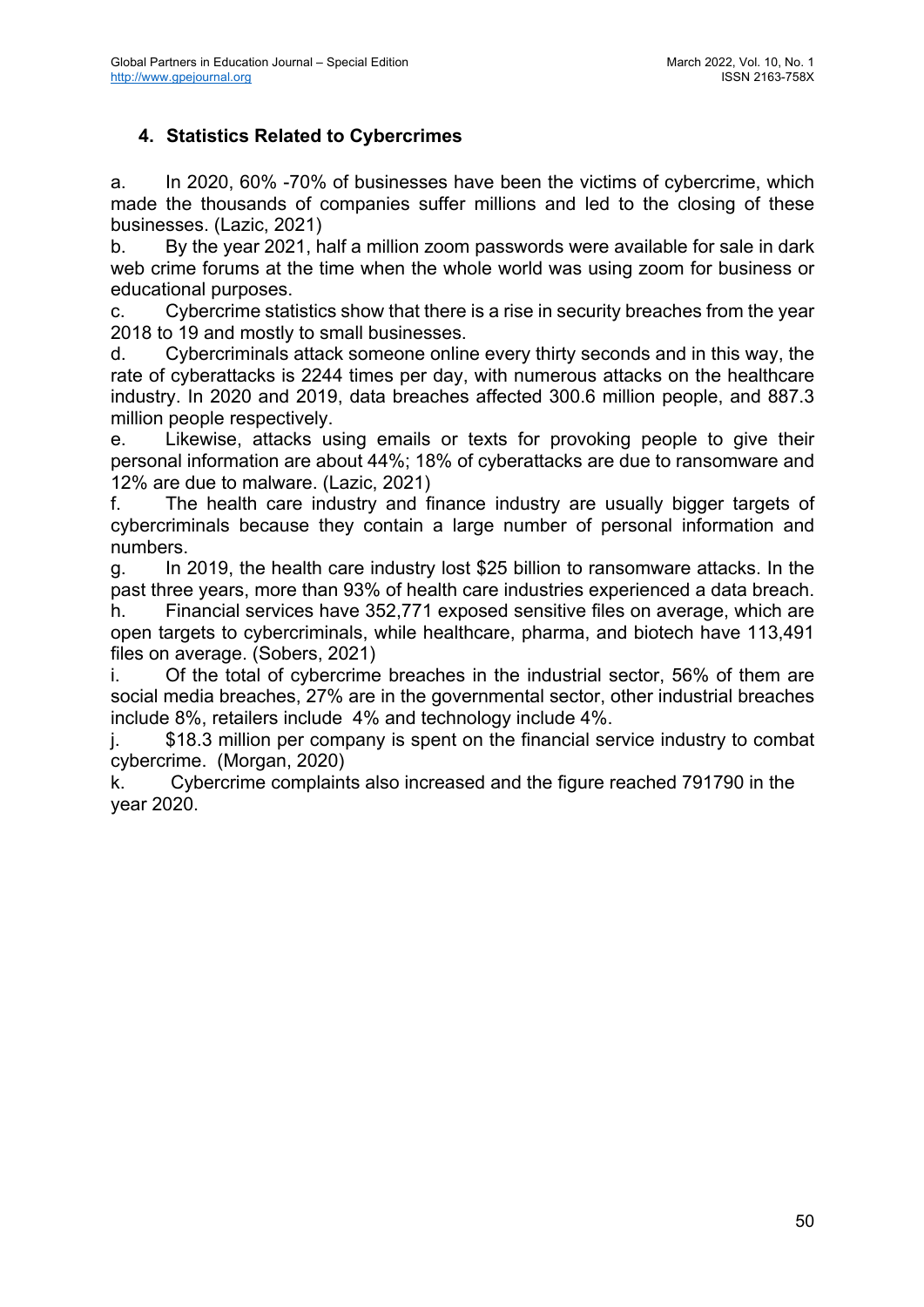## 4. Statistics Related to Cybercrimes

a. In 2020, 60% -70% of businesses have been the victims of cybercrime, which made the thousands of companies suffer millions and led to the closing of these businesses. (Lazic, 2021)

b. By the year 2021, half a million zoom passwords were available for sale in dark web crime forums at the time when the whole world was using zoom for business or educational purposes.

c. Cybercrime statistics show that there is a rise in security breaches from the year 2018 to 19 and mostly to small businesses.

d. Cybercriminals attack someone online every thirty seconds and in this way, the rate of cyberattacks is 2244 times per day, with numerous attacks on the healthcare industry. In 2020 and 2019, data breaches affected 300.6 million people, and 887.3 million people respectively.

e. Likewise, attacks using emails or texts for provoking people to give their personal information are about 44%; 18% of cyberattacks are due to ransomware and 12% are due to malware. (Lazic, 2021)

f. The health care industry and finance industry are usually bigger targets of cybercriminals because they contain a large number of personal information and numbers.

g. In 2019, the health care industry lost $25 billion to ransomware attacks. In the past three years, more than 93% of health care industries experienced a data breach.

h. Financial services have 352,771 exposed sensitive files on average, which are open targets to cybercriminals, while healthcare, pharma, and biotech have 113,491 files on average. (Sobers, 2021)

i. Of the total of cybercrime breaches in the industrial sector, 56% of them are social media breaches, 27% are in the governmental sector, other industrial breaches include 8%, retailers include 4% and technology include 4%.

j. $18.3 million per company is spent on the financial service industry to combat cybercrime. (Morgan, 2020)

k. Cybercrime complaints also increased and the figure reached 791790 in the year 2020.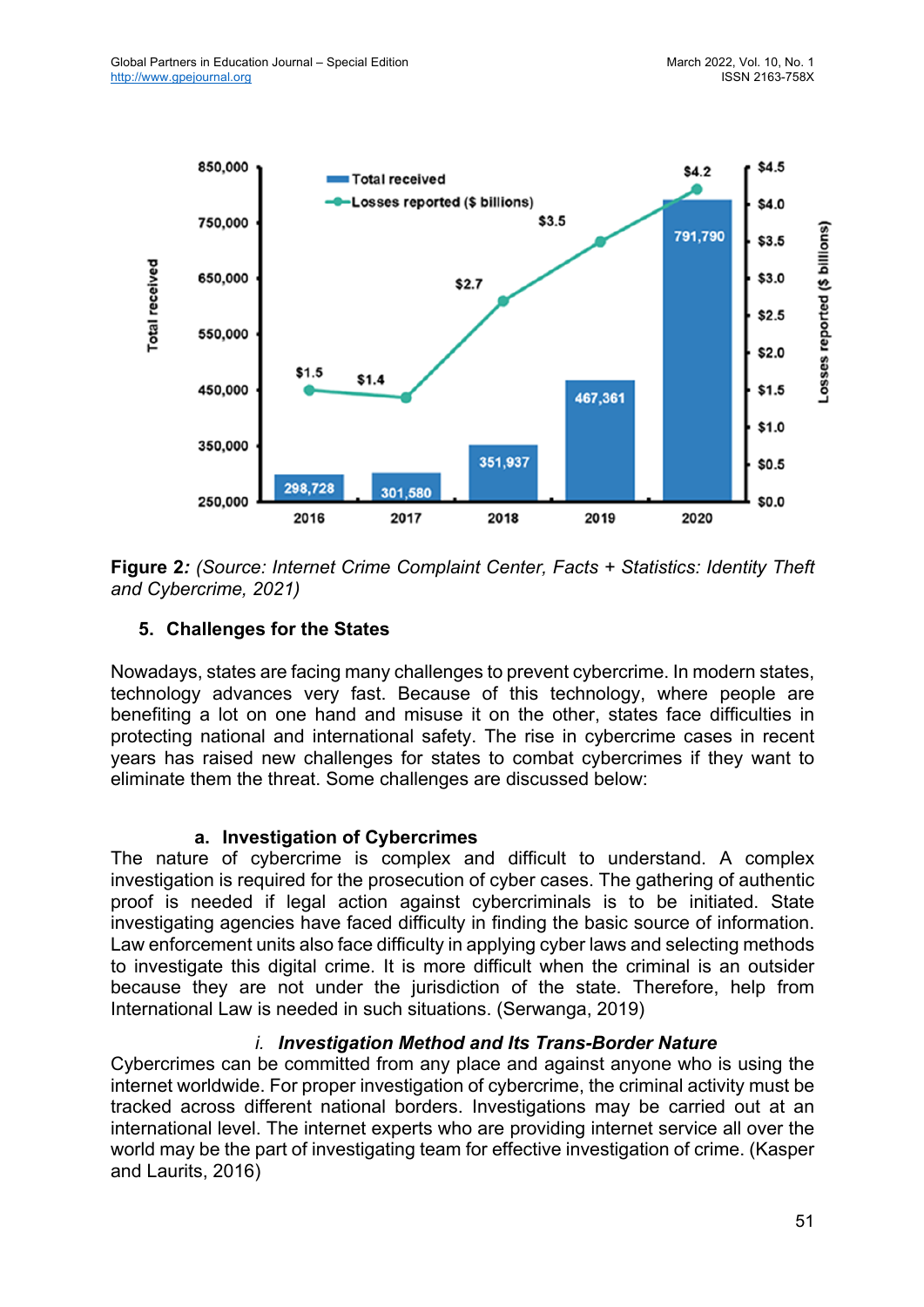**Figure 2***: (Source: Internet Crime Complaint Center, Facts + Statistics: Identity Theft and Cybercrime, 2021)*

## 5. Challenges for the States

Nowadays, states are facing many challenges to prevent cybercrime. In modern states, technology advances very fast. Because of this technology, where people are benefiting a lot on one hand and misuse it on the other, states face difficulties in protecting national and international safety. The rise in cybercrime cases in recent years has raised new challenges for states to combat cybercrimes if they want to eliminate them the threat. Some challenges are discussed below:

### a. Investigation of Cybercrimes

The nature of cybercrime is complex and difficult to understand. A complex investigation is required for the prosecution of cyber cases. The gathering of authentic proof is needed if legal action against cybercriminals is to be initiated. State investigating agencies have faced difficulty in finding the basic source of information. Law enforcement units also face difficulty in applying cyber laws and selecting methods to investigate this digital crime. It is more difficult when the criminal is an outsider because they are not under the jurisdiction of the state. Therefore, help from International Law is needed in such situations. (Serwanga, 2019)

#### *i. Investigation Method and Its Trans-Border Nature*

Cybercrimes can be committed from any place and against anyone who is using the internet worldwide. For proper investigation of cybercrime, the criminal activity must be tracked across different national borders. Investigations may be carried out at an international level. The internet experts who are providing internet service all over the world may be the part of investigating team for effective investigation of crime. (Kasper and Laurits, 2016)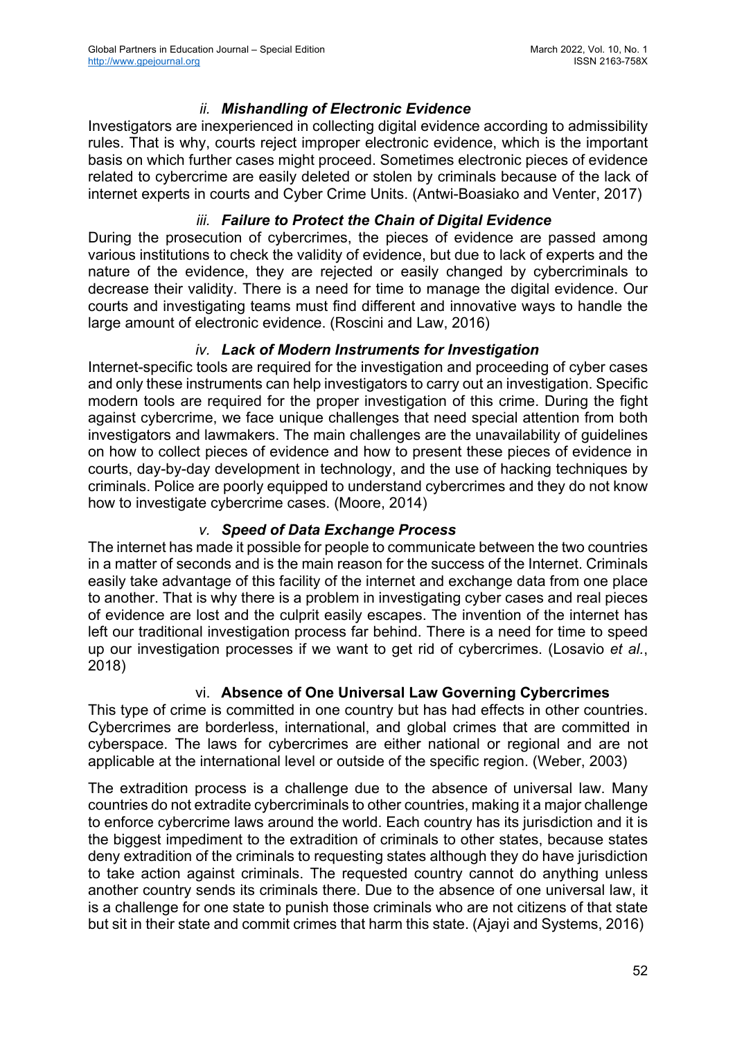### *ii. Mishandling of Electronic Evidence*

Investigators are inexperienced in collecting digital evidence according to admissibility rules. That is why, courts reject improper electronic evidence, which is the important basis on which further cases might proceed. Sometimes electronic pieces of evidence related to cybercrime are easily deleted or stolen by criminals because of the lack of internet experts in courts and Cyber Crime Units. (Antwi-Boasiako and Venter, 2017)

### *iii. Failure to Protect the Chain of Digital Evidence*

During the prosecution of cybercrimes, the pieces of evidence are passed among various institutions to check the validity of evidence, but due to lack of experts and the nature of the evidence, they are rejected or easily changed by cybercriminals to decrease their validity. There is a need for time to manage the digital evidence. Our courts and investigating teams must find different and innovative ways to handle the large amount of electronic evidence. (Roscini and Law, 2016)

### *iv. Lack of Modern Instruments for Investigation*

Internet-specific tools are required for the investigation and proceeding of cyber cases and only these instruments can help investigators to carry out an investigation. Specific modern tools are required for the proper investigation of this crime. During the fight against cybercrime, we face unique challenges that need special attention from both investigators and lawmakers. The main challenges are the unavailability of guidelines on how to collect pieces of evidence and how to present these pieces of evidence in courts, day-by-day development in technology, and the use of hacking techniques by criminals. Police are poorly equipped to understand cybercrimes and they do not know how to investigate cybercrime cases. (Moore, 2014)

### *v. Speed of Data Exchange Process*

The internet has made it possible for people to communicate between the two countries in a matter of seconds and is the main reason for the success of the Internet. Criminals easily take advantage of this facility of the internet and exchange data from one place to another. That is why there is a problem in investigating cyber cases and real pieces of evidence are lost and the culprit easily escapes. The invention of the internet has left our traditional investigation process far behind. There is a need for time to speed up our investigation processes if we want to get rid of cybercrimes. (Losavio *et al.*, 2018)

### vi. **Absence of One Universal Law Governing Cybercrimes**

This type of crime is committed in one country but has had effects in other countries. Cybercrimes are borderless, international, and global crimes that are committed in cyberspace. The laws for cybercrimes are either national or regional and are not applicable at the international level or outside of the specific region. (Weber, 2003)

The extradition process is a challenge due to the absence of universal law. Many countries do not extradite cybercriminals to other countries, making it a major challenge to enforce cybercrime laws around the world. Each country has its jurisdiction and it is the biggest impediment to the extradition of criminals to other states, because states deny extradition of the criminals to requesting states although they do have jurisdiction to take action against criminals. The requested country cannot do anything unless another country sends its criminals there. Due to the absence of one universal law, it is a challenge for one state to punish those criminals who are not citizens of that state but sit in their state and commit crimes that harm this state. (Ajayi and Systems, 2016)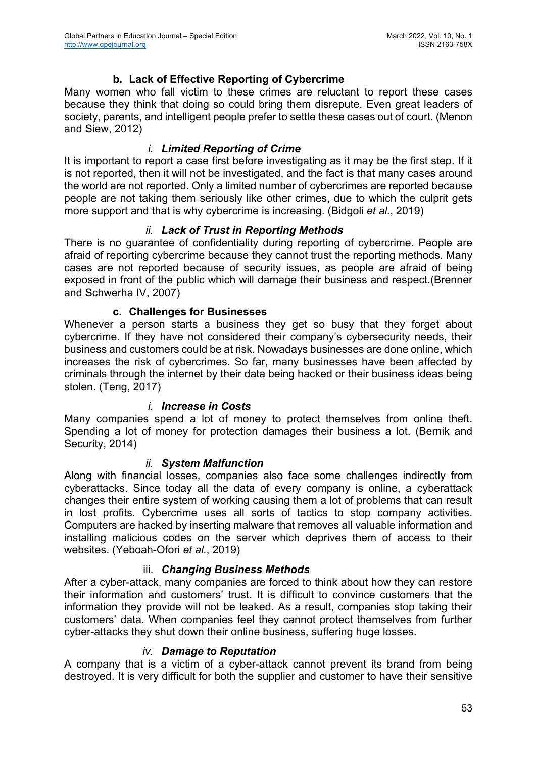### b. Lack of Effective Reporting of Cybercrime

Many women who fall victim to these crimes are reluctant to report these cases because they think that doing so could bring them disrepute. Even great leaders of society, parents, and intelligent people prefer to settle these cases out of court. (Menon and Siew, 2012)

#### *i. Limited Reporting of Crime*

It is important to report a case first before investigating as it may be the first step. If it is not reported, then it will not be investigated, and the fact is that many cases around the world are not reported. Only a limited number of cybercrimes are reported because people are not taking them seriously like other crimes, due to which the culprit gets more support and that is why cybercrime is increasing. (Bidgoli *et al.*, 2019)

#### *ii. Lack of Trust in Reporting Methods*

There is no guarantee of confidentiality during reporting of cybercrime. People are afraid of reporting cybercrime because they cannot trust the reporting methods. Many cases are not reported because of security issues, as people are afraid of being exposed in front of the public which will damage their business and respect.(Brenner and Schwerha IV, 2007)

### c. Challenges for Businesses

Whenever a person starts a business they get so busy that they forget about cybercrime. If they have not considered their company's cybersecurity needs, their business and customers could be at risk. Nowadays businesses are done online, which increases the risk of cybercrimes. So far, many businesses have been affected by criminals through the internet by their data being hacked or their business ideas being stolen. (Teng, 2017)

#### *i. Increase in Costs*

Many companies spend a lot of money to protect themselves from online theft. Spending a lot of money for protection damages their business a lot. (Bernik and Security, 2014)

#### *ii. System Malfunction*

Along with financial losses, companies also face some challenges indirectly from cyberattacks. Since today all the data of every company is online, a cyberattack changes their entire system of working causing them a lot of problems that can result in lost profits. Cybercrime uses all sorts of tactics to stop company activities. Computers are hacked by inserting malware that removes all valuable information and installing malicious codes on the server which deprives them of access to their websites. (Yeboah-Ofori *et al.*, 2019)

#### iii. *Changing Business Methods*

After a cyber-attack, many companies are forced to think about how they can restore their information and customers' trust. It is difficult to convince customers that the information they provide will not be leaked. As a result, companies stop taking their customers' data. When companies feel they cannot protect themselves from further cyber-attacks they shut down their online business, suffering huge losses.

#### *iv. Damage to Reputation*

A company that is a victim of a cyber-attack cannot prevent its brand from being destroyed. It is very difficult for both the supplier and customer to have their sensitive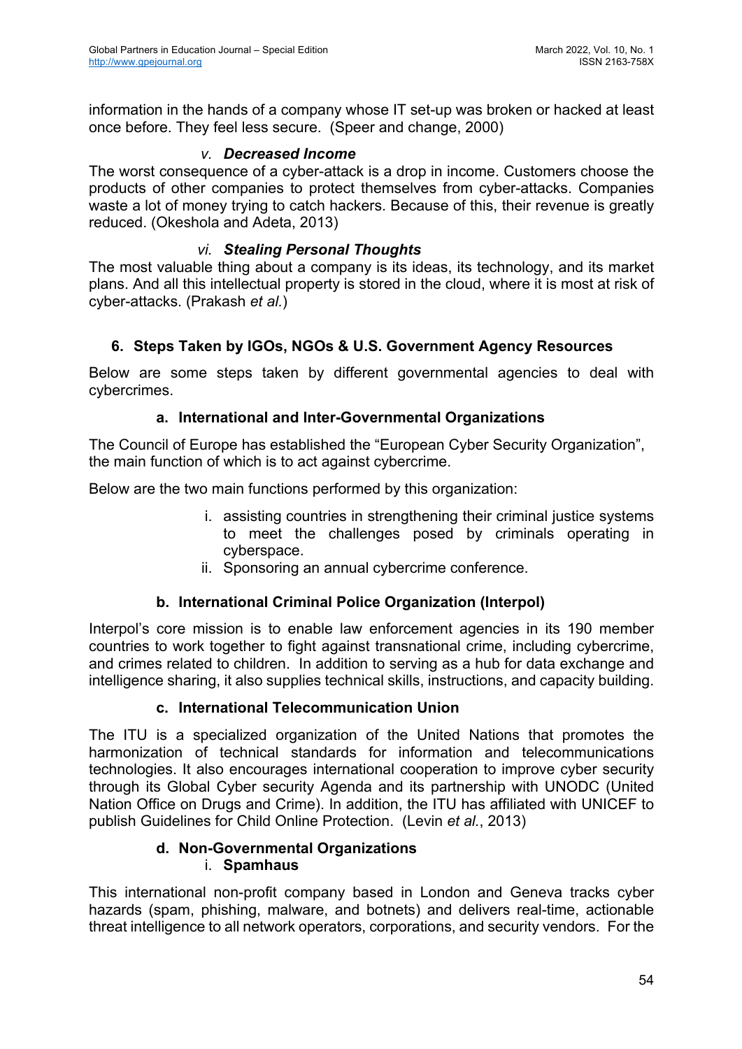information in the hands of a company whose IT set-up was broken or hacked at least once before. They feel less secure. (Speer and change, 2000)

#### *v. Decreased Income*

The worst consequence of a cyber-attack is a drop in income. Customers choose the products of other companies to protect themselves from cyber-attacks. Companies waste a lot of money trying to catch hackers. Because of this, their revenue is greatly reduced. (Okeshola and Adeta, 2013)

#### *vi. Stealing Personal Thoughts*

The most valuable thing about a company is its ideas, its technology, and its market plans. And all this intellectual property is stored in the cloud, where it is most at risk of cyber-attacks. (Prakash *et al.*)

## 6. Steps Taken by IGOs, NGOs & U.S. Government Agency Resources

Below are some steps taken by different governmental agencies to deal with cybercrimes.

### a. International and Inter-Governmental Organizations

The Council of Europe has established the "European Cyber Security Organization", the main function of which is to act against cybercrime.

Below are the two main functions performed by this organization:

i. assisting countries in strengthening their criminal justice systems to meet the challenges posed by criminals operating in cyberspace.
ii. Sponsoring an annual cybercrime conference.

### b. International Criminal Police Organization (Interpol)

Interpol's core mission is to enable law enforcement agencies in its 190 member countries to work together to fight against transnational crime, including cybercrime, and crimes related to children. In addition to serving as a hub for data exchange and intelligence sharing, it also supplies technical skills, instructions, and capacity building.

### c. International Telecommunication Union

The ITU is a specialized organization of the United Nations that promotes the harmonization of technical standards for information and telecommunications technologies. It also encourages international cooperation to improve cyber security through its Global Cyber security Agenda and its partnership with UNODC (United Nation Office on Drugs and Crime). In addition, the ITU has affiliated with UNICEF to publish Guidelines for Child Online Protection. (Levin *et al.*, 2013)

### d. Non-Governmental Organizations

#### i. Spamhaus

This international non-profit company based in London and Geneva tracks cyber hazards (spam, phishing, malware, and botnets) and delivers real-time, actionable threat intelligence to all network operators, corporations, and security vendors. For the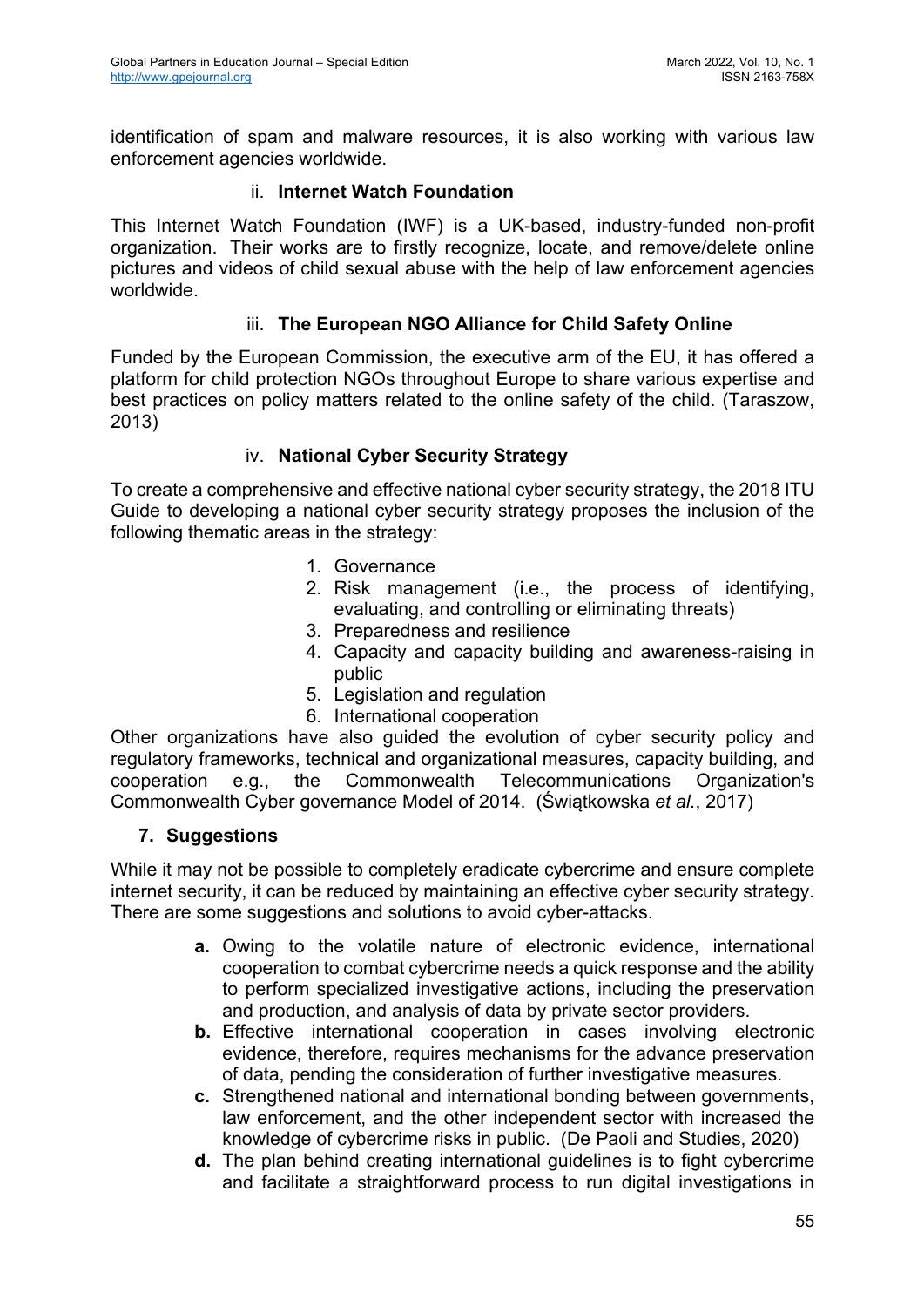identification of spam and malware resources, it is also working with various law enforcement agencies worldwide.

### ii. Internet Watch Foundation

This Internet Watch Foundation (IWF) is a UK-based, industry-funded non-profit organization. Their works are to firstly recognize, locate, and remove/delete online pictures and videos of child sexual abuse with the help of law enforcement agencies worldwide.

### iii. The European NGO Alliance for Child Safety Online

Funded by the European Commission, the executive arm of the EU, it has offered a platform for child protection NGOs throughout Europe to share various expertise and best practices on policy matters related to the online safety of the child. (Taraszow, 2013)

### iv. National Cyber Security Strategy

To create a comprehensive and effective national cyber security strategy, the 2018 ITU Guide to developing a national cyber security strategy proposes the inclusion of the following thematic areas in the strategy:

1. Governance
2. Risk management (i.e., the process of identifying, evaluating, and controlling or eliminating threats)
3. Preparedness and resilience
4. Capacity and capacity building and awareness-raising in public
5. Legislation and regulation
6. International cooperation

Other organizations have also guided the evolution of cyber security policy and regulatory frameworks, technical and organizational measures, capacity building, and cooperation e.g., the Commonwealth Telecommunications Organization's Commonwealth Cyber governance Model of 2014. (Świątkowska *et al.*, 2017)

## 7. Suggestions

While it may not be possible to completely eradicate cybercrime and ensure complete internet security, it can be reduced by maintaining an effective cyber security strategy. There are some suggestions and solutions to avoid cyber-attacks.

- **a.** Owing to the volatile nature of electronic evidence, international cooperation to combat cybercrime needs a quick response and the ability to perform specialized investigative actions, including the preservation and production, and analysis of data by private sector providers.
- **b.** Effective international cooperation in cases involving electronic evidence, therefore, requires mechanisms for the advance preservation of data, pending the consideration of further investigative measures.
- **c.** Strengthened national and international bonding between governments, law enforcement, and the other independent sector with increased the knowledge of cybercrime risks in public. (De Paoli and Studies, 2020)
- **d.** The plan behind creating international guidelines is to fight cybercrime and facilitate a straightforward process to run digital investigations in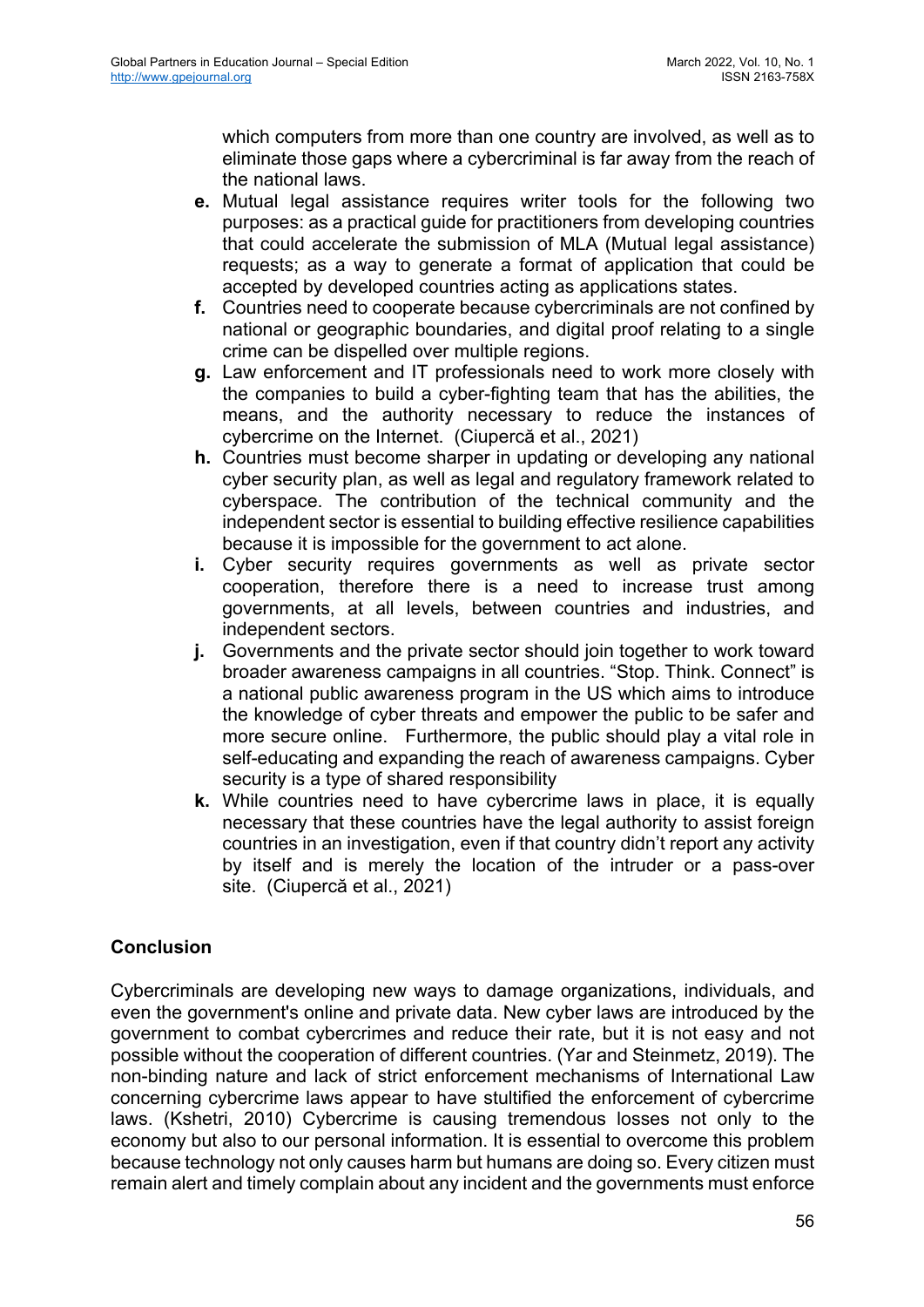which computers from more than one country are involved, as well as to eliminate those gaps where a cybercriminal is far away from the reach of the national laws.

**e.** Mutual legal assistance requires writer tools for the following two purposes: as a practical guide for practitioners from developing countries that could accelerate the submission of MLA (Mutual legal assistance) requests; as a way to generate a format of application that could be accepted by developed countries acting as applications states.

**f.** Countries need to cooperate because cybercriminals are not confined by national or geographic boundaries, and digital proof relating to a single crime can be dispelled over multiple regions.

**g.** Law enforcement and IT professionals need to work more closely with the companies to build a cyber-fighting team that has the abilities, the means, and the authority necessary to reduce the instances of cybercrime on the Internet. (Ciupercă et al., 2021)

**h.** Countries must become sharper in updating or developing any national cyber security plan, as well as legal and regulatory framework related to cyberspace. The contribution of the technical community and the independent sector is essential to building effective resilience capabilities because it is impossible for the government to act alone.

**i.** Cyber security requires governments as well as private sector cooperation, therefore there is a need to increase trust among governments, at all levels, between countries and industries, and independent sectors.

**j.** Governments and the private sector should join together to work toward broader awareness campaigns in all countries. "Stop. Think. Connect" is a national public awareness program in the US which aims to introduce the knowledge of cyber threats and empower the public to be safer and more secure online. Furthermore, the public should play a vital role in self-educating and expanding the reach of awareness campaigns. Cyber security is a type of shared responsibility

**k.** While countries need to have cybercrime laws in place, it is equally necessary that these countries have the legal authority to assist foreign countries in an investigation, even if that country didn't report any activity by itself and is merely the location of the intruder or a pass-over site. (Ciupercă et al., 2021)

## Conclusion

Cybercriminals are developing new ways to damage organizations, individuals, and even the government's online and private data. New cyber laws are introduced by the government to combat cybercrimes and reduce their rate, but it is not easy and not possible without the cooperation of different countries. (Yar and Steinmetz, 2019). The non-binding nature and lack of strict enforcement mechanisms of International Law concerning cybercrime laws appear to have stultified the enforcement of cybercrime laws. (Kshetri, 2010) Cybercrime is causing tremendous losses not only to the economy but also to our personal information. It is essential to overcome this problem because technology not only causes harm but humans are doing so. Every citizen must remain alert and timely complain about any incident and the governments must enforce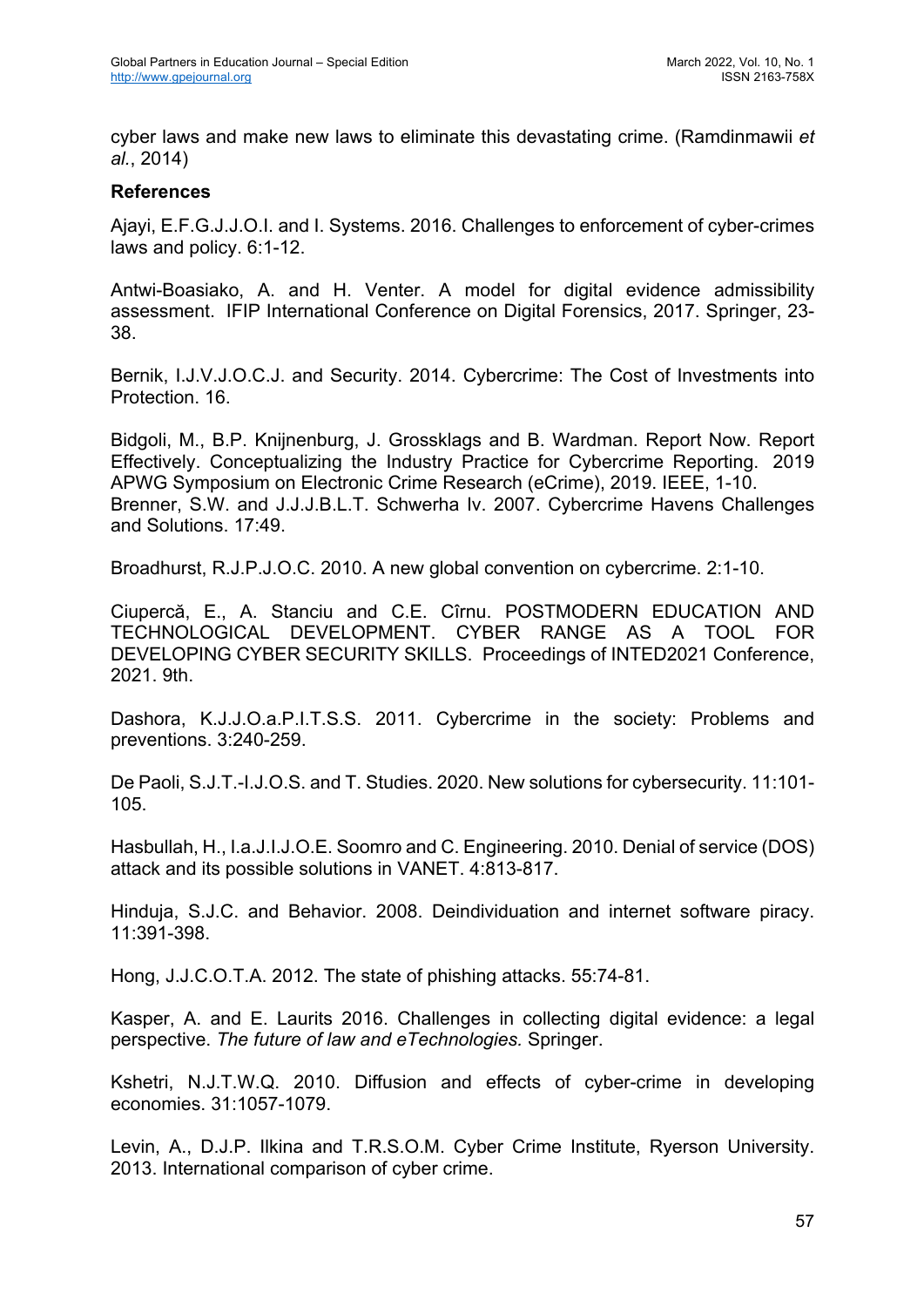cyber laws and make new laws to eliminate this devastating crime. (Ramdinmawii *et al.*, 2014)

**References**

Ajayi, E.F.G.J.J.O.I. and I. Systems. 2016. Challenges to enforcement of cyber-crimes laws and policy. 6:1-12.

Antwi-Boasiako, A. and H. Venter. A model for digital evidence admissibility assessment. IFIP International Conference on Digital Forensics, 2017. Springer, 23-38.

Bernik, I.J.V.J.O.C.J. and Security. 2014. Cybercrime: The Cost of Investments into Protection. 16.

Bidgoli, M., B.P. Knijnenburg, J. Grossklags and B. Wardman. Report Now. Report Effectively. Conceptualizing the Industry Practice for Cybercrime Reporting. 2019 APWG Symposium on Electronic Crime Research (eCrime), 2019. IEEE, 1-10.

Brenner, S.W. and J.J.J.B.L.T. Schwerha Iv. 2007. Cybercrime Havens Challenges and Solutions. 17:49.

Broadhurst, R.J.P.J.O.C. 2010. A new global convention on cybercrime. 2:1-10.

Ciupercă, E., A. Stanciu and C.E. Cîrnu. POSTMODERN EDUCATION AND TECHNOLOGICAL DEVELOPMENT. CYBER RANGE AS A TOOL FOR DEVELOPING CYBER SECURITY SKILLS. Proceedings of INTED2021 Conference, 2021. 9th.

Dashora, K.J.J.O.a.P.I.T.S.S. 2011. Cybercrime in the society: Problems and preventions. 3:240-259.

De Paoli, S.J.T.-I.J.O.S. and T. Studies. 2020. New solutions for cybersecurity. 11:101-105.

Hasbullah, H., I.a.J.I.J.O.E. Soomro and C. Engineering. 2010. Denial of service (DOS) attack and its possible solutions in VANET. 4:813-817.

Hinduja, S.J.C. and Behavior. 2008. Deindividuation and internet software piracy. 11:391-398.

Hong, J.J.C.O.T.A. 2012. The state of phishing attacks. 55:74-81.

Kasper, A. and E. Laurits 2016. Challenges in collecting digital evidence: a legal perspective. *The future of law and eTechnologies.* Springer.

Kshetri, N.J.T.W.Q. 2010. Diffusion and effects of cyber-crime in developing economies. 31:1057-1079.

Levin, A., D.J.P. Ilkina and T.R.S.O.M. Cyber Crime Institute, Ryerson University. 2013. International comparison of cyber crime.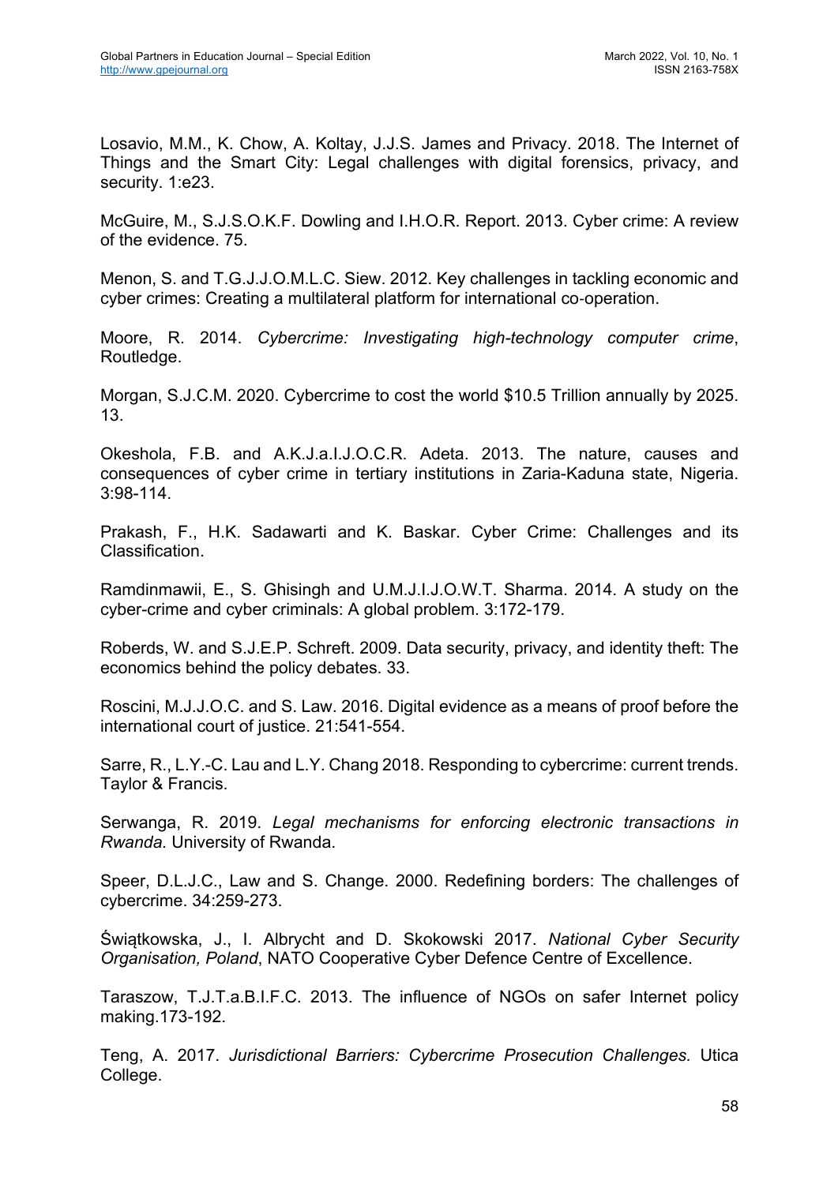Losavio, M.M., K. Chow, A. Koltay, J.J.S. James and Privacy. 2018. The Internet of Things and the Smart City: Legal challenges with digital forensics, privacy, and security. 1:e23.

McGuire, M., S.J.S.O.K.F. Dowling and I.H.O.R. Report. 2013. Cyber crime: A review of the evidence. 75.

Menon, S. and T.G.J.J.O.M.L.C. Siew. 2012. Key challenges in tackling economic and cyber crimes: Creating a multilateral platform for international co-operation.

Moore, R. 2014. *Cybercrime: Investigating high-technology computer crime*, Routledge.

Morgan, S.J.C.M. 2020. Cybercrime to cost the world $10.5 Trillion annually by 2025. 13.

Okeshola, F.B. and A.K.J.a.I.J.O.C.R. Adeta. 2013. The nature, causes and consequences of cyber crime in tertiary institutions in Zaria-Kaduna state, Nigeria. 3:98-114.

Prakash, F., H.K. Sadawarti and K. Baskar. Cyber Crime: Challenges and its Classification.

Ramdinmawii, E., S. Ghisingh and U.M.J.I.J.O.W.T. Sharma. 2014. A study on the cyber-crime and cyber criminals: A global problem. 3:172-179.

Roberds, W. and S.J.E.P. Schreft. 2009. Data security, privacy, and identity theft: The economics behind the policy debates. 33.

Roscini, M.J.J.O.C. and S. Law. 2016. Digital evidence as a means of proof before the international court of justice. 21:541-554.

Sarre, R., L.Y.-C. Lau and L.Y. Chang 2018. Responding to cybercrime: current trends. Taylor & Francis.

Serwanga, R. 2019. *Legal mechanisms for enforcing electronic transactions in Rwanda.* University of Rwanda.

Speer, D.L.J.C., Law and S. Change. 2000. Redefining borders: The challenges of cybercrime. 34:259-273.

Świątkowska, J., I. Albrycht and D. Skokowski 2017. *National Cyber Security Organisation, Poland*, NATO Cooperative Cyber Defence Centre of Excellence.

Taraszow, T.J.T.a.B.I.F.C. 2013. The influence of NGOs on safer Internet policy making.173-192.

Teng, A. 2017. *Jurisdictional Barriers: Cybercrime Prosecution Challenges.* Utica College.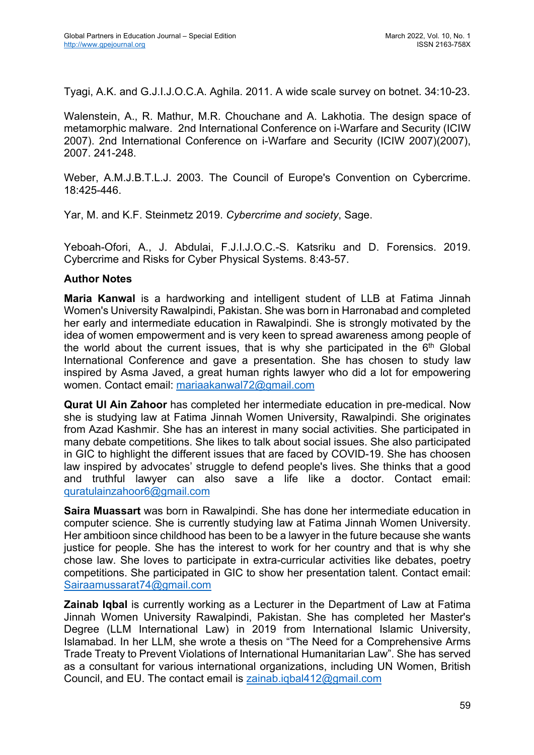Tyagi, A.K. and G.J.I.J.O.C.A. Aghila. 2011. A wide scale survey on botnet. 34:10-23.

Walenstein, A., R. Mathur, M.R. Chouchane and A. Lakhotia. The design space of metamorphic malware. 2nd International Conference on i-Warfare and Security (ICIW 2007). 2nd International Conference on i-Warfare and Security (ICIW 2007)(2007), 2007. 241-248.

Weber, A.M.J.B.T.L.J. 2003. The Council of Europe's Convention on Cybercrime. 18:425-446.

Yar, M. and K.F. Steinmetz 2019. *Cybercrime and society*, Sage.

Yeboah-Ofori, A., J. Abdulai, F.J.I.J.O.C.-S. Katsriku and D. Forensics. 2019. Cybercrime and Risks for Cyber Physical Systems. 8:43-57.

**Author Notes**

**Maria Kanwal** is a hardworking and intelligent student of LLB at Fatima Jinnah Women's University Rawalpindi, Pakistan. She was born in Harronabad and completed her early and intermediate education in Rawalpindi. She is strongly motivated by the idea of women empowerment and is very keen to spread awareness among people of the world about the current issues, that is why she participated in the 6th Global International Conference and gave a presentation. She has chosen to study law inspired by Asma Javed, a great human rights lawyer who did a lot for empowering women. Contact email: mariaakanwal72@gmail.com

**Qurat Ul Ain Zahoor** has completed her intermediate education in pre-medical. Now she is studying law at Fatima Jinnah Women University, Rawalpindi. She originates from Azad Kashmir. She has an interest in many social activities. She participated in many debate competitions. She likes to talk about social issues. She also participated in GIC to highlight the different issues that are faced by COVID-19. She has choosen law inspired by advocates' struggle to defend people's lives. She thinks that a good and truthful lawyer can also save a life like a doctor. Contact email: quratulainzahoor6@gmail.com

**Saira Muassart** was born in Rawalpindi. She has done her intermediate education in computer science. She is currently studying law at Fatima Jinnah Women University. Her ambitioon since childhood has been to be a lawyer in the future because she wants justice for people. She has the interest to work for her country and that is why she chose law. She loves to participate in extra-curricular activities like debates, poetry competitions. She participated in GIC to show her presentation talent. Contact email: Sairaamussarat74@gmail.com

**Zainab Iqbal** is currently working as a Lecturer in the Department of Law at Fatima Jinnah Women University Rawalpindi, Pakistan. She has completed her Master's Degree (LLM International Law) in 2019 from International Islamic University, Islamabad. In her LLM, she wrote a thesis on "The Need for a Comprehensive Arms Trade Treaty to Prevent Violations of International Humanitarian Law". She has served as a consultant for various international organizations, including UN Women, British Council, and EU. The contact email is zainab.iqbal412@gmail.com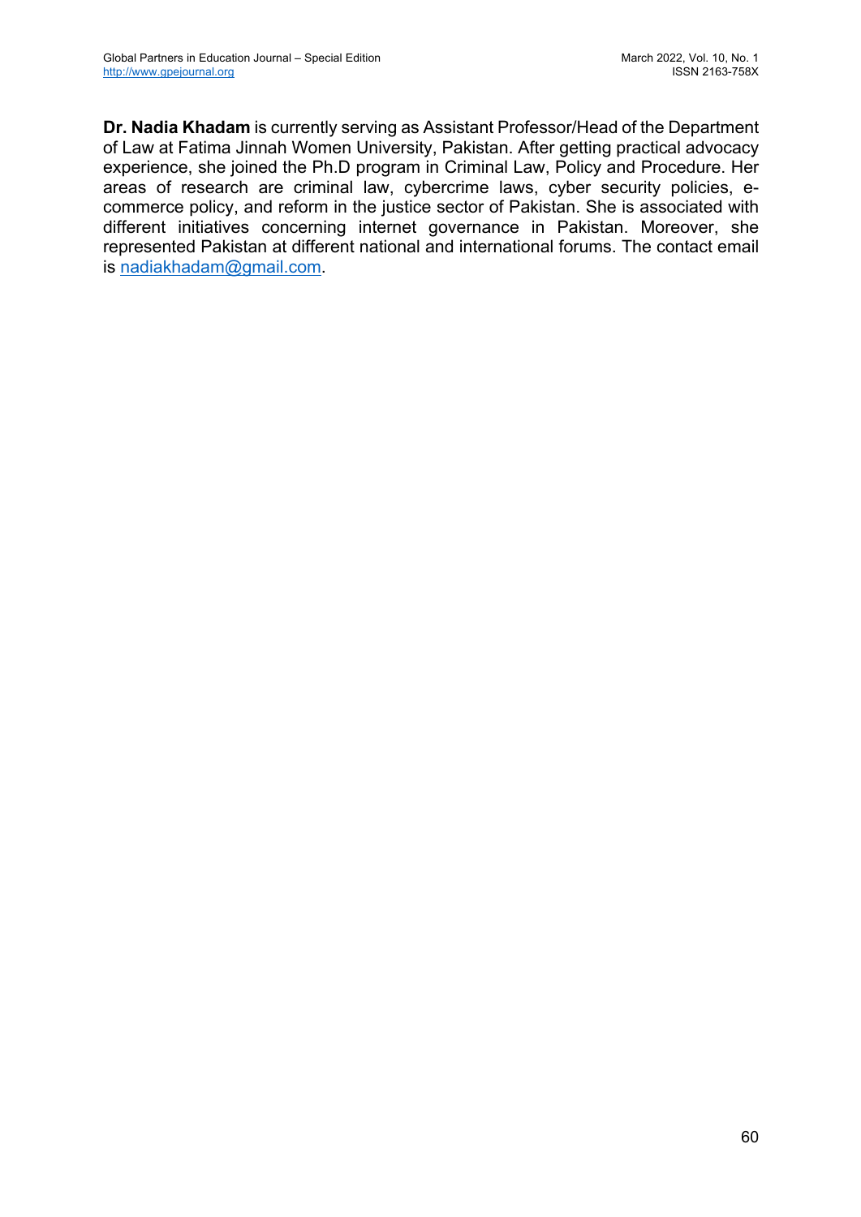**Dr. Nadia Khadam** is currently serving as Assistant Professor/Head of the Department of Law at Fatima Jinnah Women University, Pakistan. After getting practical advocacy experience, she joined the Ph.D program in Criminal Law, Policy and Procedure. Her areas of research are criminal law, cybercrime laws, cyber security policies, e-commerce policy, and reform in the justice sector of Pakistan. She is associated with different initiatives concerning internet governance in Pakistan. Moreover, she represented Pakistan at different national and international forums. The contact email is nadiakhadam@gmail.com.